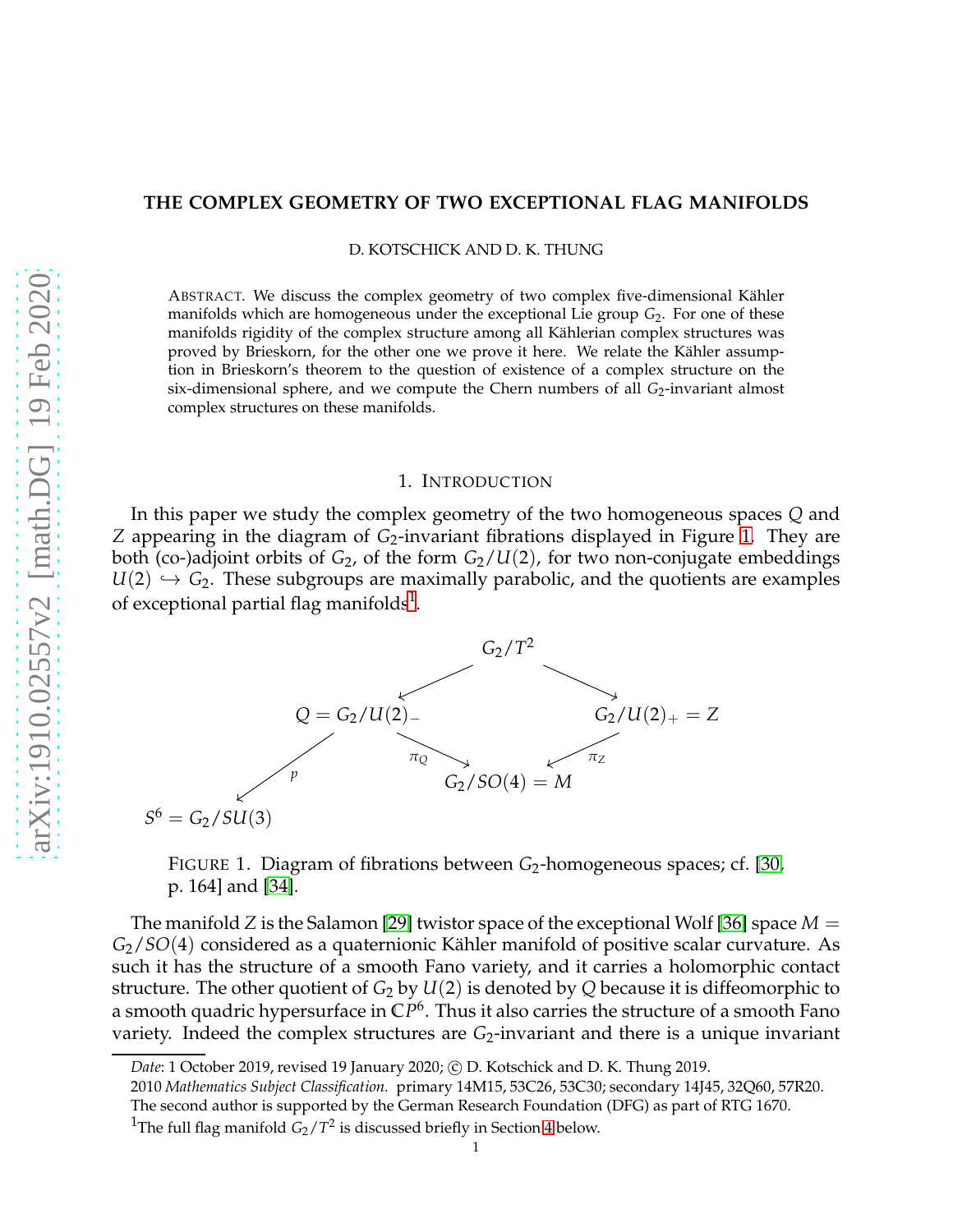# THE COMPLEX GEOMETRY OF TWO EXCEPTIONAL FLAG MANIFOLDS

D. KOTSCHICK AND D. K. THUNG

ABSTRACT. We discuss the complex geometry of two complex five-dimensional Kähler manifolds which are homogeneous under the exceptional Lie group $G_2$. For one of these manifolds rigidity of the complex structure among all Kählerian complex structures was proved by Brieskorn, for the other one we prove it here. We relate the Kähler assumption in Brieskorn's theorem to the question of existence of a complex structure on the six-dimensional sphere, and we compute the Chern numbers of all $G_2$-invariant almost complex structures on these manifolds.

## 1. INTRODUCTION

In this paper we study the complex geometry of the two homogeneous spaces $Q$ and $Z$ appearing in the diagram of $G_2$-invariant fibrations displayed in Figure 1. They are both (co-)adjoint orbits of $G_2$, of the form $G_2/U(2)$, for two non-conjugate embeddings $U(2) \hookrightarrow G_2$. These subgroups are maximally parabolic, and the quotients are examples of exceptional partial flag manifolds[1].

$$
\begin{array}{ccccc}
 & & G_2/T^2 & & \\
 & \swarrow & & \searrow & \\
Q = G_2/U(2)_- & & & & G_2/U(2)_+ = Z \\
\downarrow p & \searrow \pi_Q & & \swarrow \pi_Z & \\
S^6 = G_2/SU(3) & & G_2/SO(4) = M & &
\end{array}
$$

FIGURE 1. Diagram of fibrations between $G_2$-homogeneous spaces; cf. [30, p. 164] and [34].

The manifold $Z$ is the Salamon [29] twistor space of the exceptional Wolf [36] space $M = G_2/SO(4)$ considered as a quaternionic Kähler manifold of positive scalar curvature. As such it has the structure of a smooth Fano variety, and it carries a holomorphic contact structure. The other quotient of $G_2$ by $U(2)$ is denoted by $Q$ because it is diffeomorphic to a smooth quadric hypersurface in $\mathbb{C}P^6$. Thus it also carries the structure of a smooth Fano variety. Indeed the complex structures are $G_2$-invariant and there is a unique invariant

Date: 1 October 2019, revised 19 January 2020; © D. Kotschick and D. K. Thung 2019.

2010 *Mathematics Subject Classification.* primary 14M15, 53C26, 53C30; secondary 14J45, 32Q60, 57R20.

The second author is supported by the German Research Foundation (DFG) as part of RTG 1670.

[1] The full flag manifold $G_2/T^2$ is discussed briefly in Section 4 below.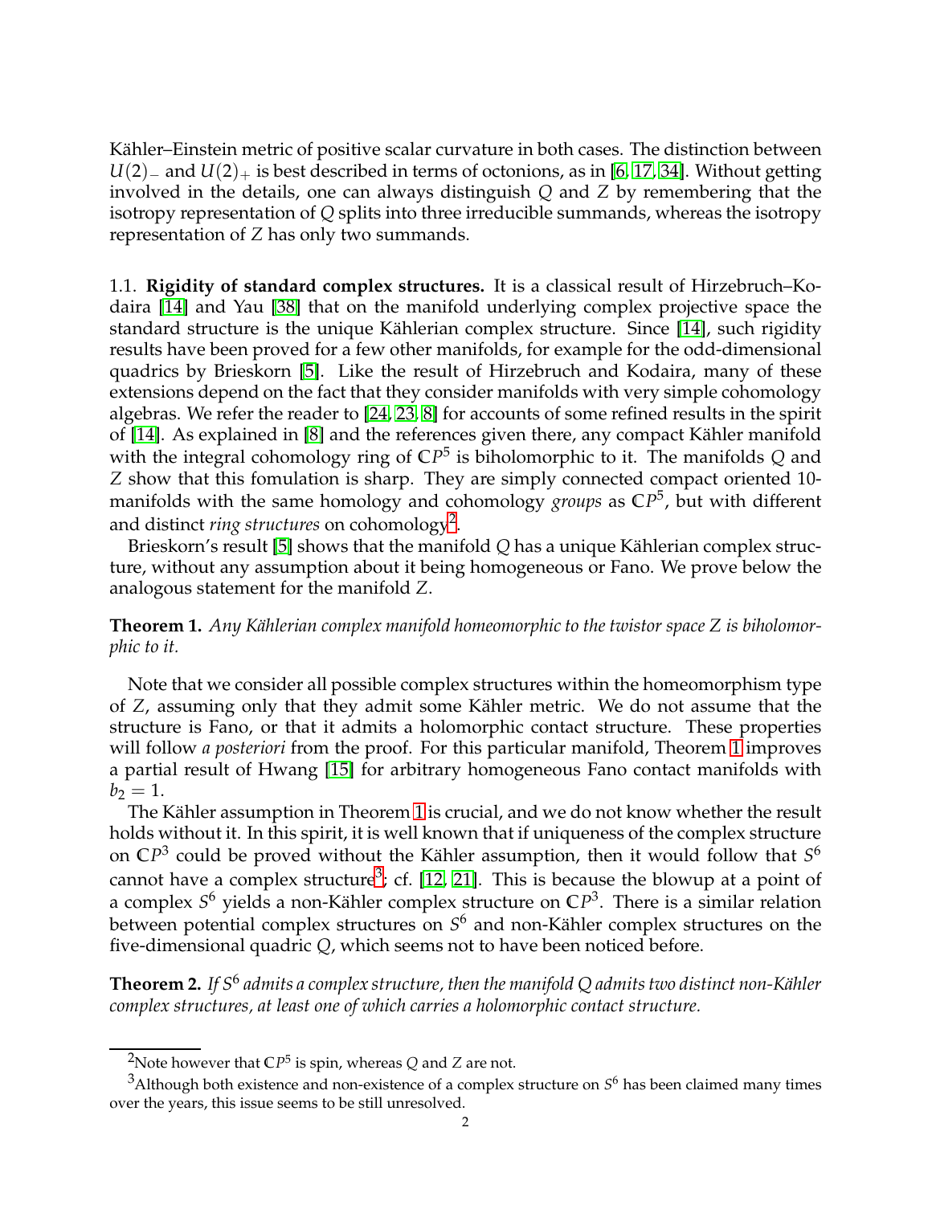Kähler–Einstein metric of positive scalar curvature in both cases. The distinction between $U(2)_-$ and $U(2)_+$ is best described in terms of octonions, as in [6, 17, 34]. Without getting involved in the details, one can always distinguish $Q$ and $Z$ by remembering that the isotropy representation of $Q$ splits into three irreducible summands, whereas the isotropy representation of $Z$ has only two summands.

1.1. **Rigidity of standard complex structures.** It is a classical result of Hirzebruch–Kodaira [14] and Yau [38] that on the manifold underlying complex projective space the standard structure is the unique Kählerian complex structure. Since [14], such rigidity results have been proved for a few other manifolds, for example for the odd-dimensional quadrics by Brieskorn [5]. Like the result of Hirzebruch and Kodaira, many of these extensions depend on the fact that they consider manifolds with very simple cohomology algebras. We refer the reader to [24, 23, 8] for accounts of some refined results in the spirit of [14]. As explained in [8] and the references given there, any compact Kähler manifold with the integral cohomology ring of $\mathbb{C}P^5$ is biholomorphic to it. The manifolds $Q$ and $Z$ show that this fomulation is sharp. They are simply connected compact oriented 10-manifolds with the same homology and cohomology *groups* as $\mathbb{C}P^5$, but with different and distinct *ring structures* on cohomology[2].

Brieskorn's result [5] shows that the manifold $Q$ has a unique Kählerian complex structure, without any assumption about it being homogeneous or Fano. We prove below the analogous statement for the manifold $Z$.

**Theorem 1.** *Any Kählerian complex manifold homeomorphic to the twistor space $Z$ is biholomorphic to it.*

Note that we consider all possible complex structures within the homeomorphism type of $Z$, assuming only that they admit some Kähler metric. We do not assume that the structure is Fano, or that it admits a holomorphic contact structure. These properties will follow *a posteriori* from the proof. For this particular manifold, Theorem 1 improves a partial result of Hwang [15] for arbitrary homogeneous Fano contact manifolds with $b_2 = 1$.

The Kähler assumption in Theorem 1 is crucial, and we do not know whether the result holds without it. In this spirit, it is well known that if uniqueness of the complex structure on $\mathbb{C}P^3$ could be proved without the Kähler assumption, then it would follow that $S^6$ cannot have a complex structure[3]; cf. [12, 21]. This is because the blowup at a point of a complex $S^6$ yields a non-Kähler complex structure on $\mathbb{C}P^3$. There is a similar relation between potential complex structures on $S^6$ and non-Kähler complex structures on the five-dimensional quadric $Q$, which seems not to have been noticed before.

**Theorem 2.** *If $S^6$ admits a complex structure, then the manifold $Q$ admits two distinct non-Kähler complex structures, at least one of which carries a holomorphic contact structure.*

[2] Note however that $\mathbb{C}P^5$ is spin, whereas $Q$ and $Z$ are not.

[3] Although both existence and non-existence of a complex structure on $S^6$ has been claimed many times over the years, this issue seems to be still unresolved.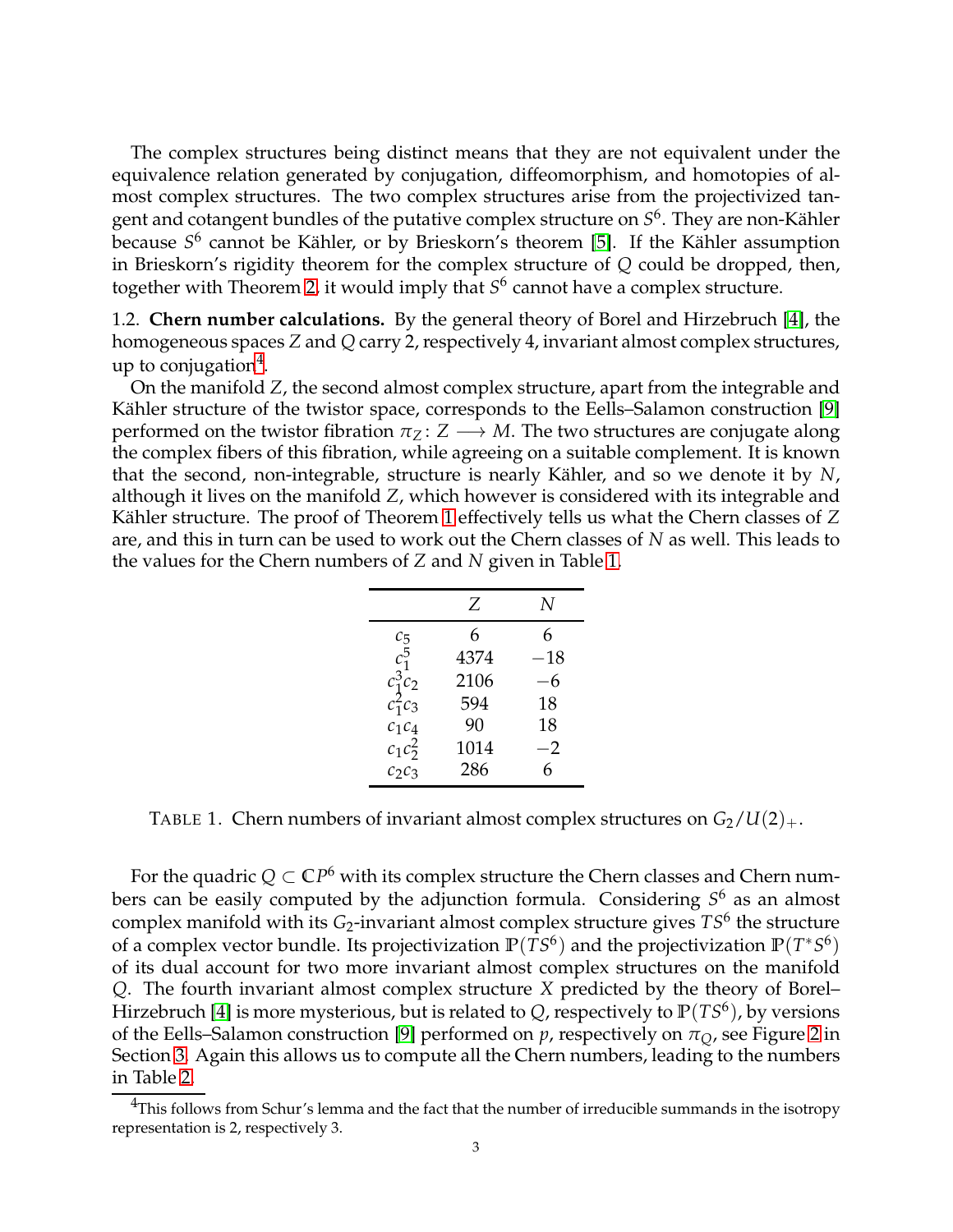The complex structures being distinct means that they are not equivalent under the equivalence relation generated by conjugation, diffeomorphism, and homotopies of almost complex structures. The two complex structures arise from the projectivized tangent and cotangent bundles of the putative complex structure on $S^6$. They are non-Kähler because $S^6$ cannot be Kähler, or by Brieskorn's theorem [5]. If the Kähler assumption in Brieskorn's rigidity theorem for the complex structure of $Q$ could be dropped, then, together with Theorem 2, it would imply that $S^6$ cannot have a complex structure.

1.2. **Chern number calculations.** By the general theory of Borel and Hirzebruch [4], the homogeneous spaces $Z$ and $Q$ carry 2, respectively 4, invariant almost complex structures, up to conjugation[4].

On the manifold $Z$, the second almost complex structure, apart from the integrable and Kähler structure of the twistor space, corresponds to the Eells–Salamon construction [9] performed on the twistor fibration $\pi_Z \colon Z \longrightarrow M$. The two structures are conjugate along the complex fibers of this fibration, while agreeing on a suitable complement. It is known that the second, non-integrable, structure is nearly Kähler, and so we denote it by $N$, although it lives on the manifold $Z$, which however is considered with its integrable and Kähler structure. The proof of Theorem 1 effectively tells us what the Chern classes of $Z$ are, and this in turn can be used to work out the Chern classes of $N$ as well. This leads to the values for the Chern numbers of $Z$ and $N$ given in Table 1.

| | $Z$ | $N$ |
|---|---|---|
| $c_5$ | 6 | 6 |
| $c_1^5$ | 4374 | $-18$ |
| $c_1^3c_2$ | 2106 | $-6$ |
| $c_1^2c_3$ | 594 | 18 |
| $c_1c_4$ | 90 | 18 |
| $c_1c_2^2$ | 1014 | $-2$ |
| $c_2c_3$ | 286 | 6 |

TABLE 1. Chern numbers of invariant almost complex structures on $G_2/U(2)_+$.

For the quadric $Q \subset \mathbb{C}P^6$ with its complex structure the Chern classes and Chern numbers can be easily computed by the adjunction formula. Considering $S^6$ as an almost complex manifold with its $G_2$-invariant almost complex structure gives $TS^6$ the structure of a complex vector bundle. Its projectivization $\mathbb{P}(TS^6)$ and the projectivization $\mathbb{P}(T^*S^6)$ of its dual account for two more invariant almost complex structures on the manifold $Q$. The fourth invariant almost complex structure $X$ predicted by the theory of Borel–Hirzebruch [4] is more mysterious, but is related to $Q$, respectively to $\mathbb{P}(TS^6)$, by versions of the Eells–Salamon construction [9] performed on $p$, respectively on $\pi_Q$, see Figure 2 in Section 3. Again this allows us to compute all the Chern numbers, leading to the numbers in Table 2.

[4] This follows from Schur's lemma and the fact that the number of irreducible summands in the isotropy representation is 2, respectively 3.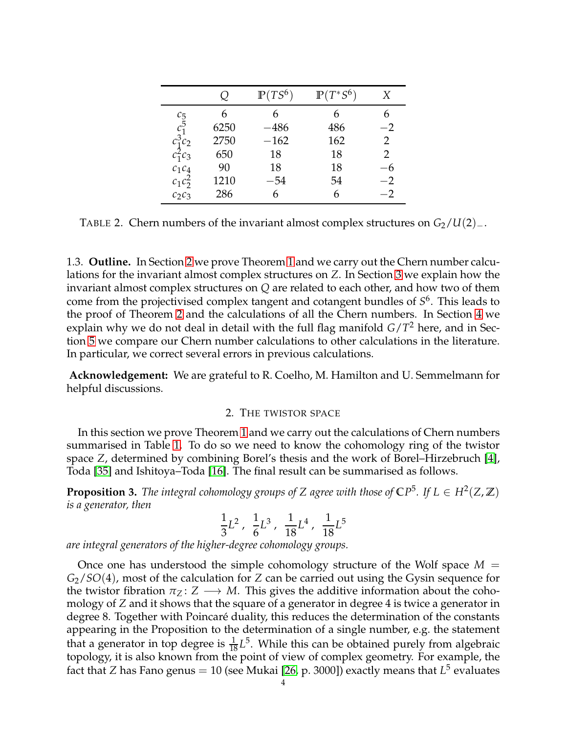| | $Q$ | $\mathbb{P}(TS^6)$ | $\mathbb{P}(T^*S^6)$ | $X$ |
|---|---|---|---|---|
| $c_5$ | 6 | 6 | 6 | 6 |
| $c_1^5$ | 6250 | $-486$ | 486 | $-2$ |
| $c_1^3c_2$ | 2750 | $-162$ | 162 | 2 |
| $c_1^2c_3$ | 650 | 18 | 18 | 2 |
| $c_1c_4$ | 90 | 18 | 18 | $-6$ |
| $c_1c_2^2$ | 1210 | $-54$ | 54 | $-2$ |
| $c_2c_3$ | 286 | 6 | 6 | $-2$ |

TABLE 2. Chern numbers of the invariant almost complex structures on $G_2/U(2)_-$.

1.3. **Outline.** In Section 2 we prove Theorem 1 and we carry out the Chern number calculations for the invariant almost complex structures on $Z$. In Section 3 we explain how the invariant almost complex structures on $Q$ are related to each other, and how two of them come from the projectivised complex tangent and cotangent bundles of $S^6$. This leads to the proof of Theorem 2 and the calculations of all the Chern numbers. In Section 4 we explain why we do not deal in detail with the full flag manifold $G/T^2$ here, and in Section 5 we compare our Chern number calculations to other calculations in the literature. In particular, we correct several errors in previous calculations.

**Acknowledgement:** We are grateful to R. Coelho, M. Hamilton and U. Semmelmann for helpful discussions.

## 2. THE TWISTOR SPACE

In this section we prove Theorem 1 and we carry out the calculations of Chern numbers summarised in Table 1. To do so we need to know the cohomology ring of the twistor space $Z$, determined by combining Borel's thesis and the work of Borel–Hirzebruch [4], Toda [35] and Ishitoya–Toda [16]. The final result can be summarised as follows.

**Proposition 3.** *The integral cohomology groups of $Z$ agree with those of $\mathbb{C}P^5$. If $L \in H^2(Z, \mathbb{Z})$ is a generator, then*

$$\frac{1}{3}L^2\ ,\ \ \frac{1}{6}L^3\ ,\ \ \frac{1}{18}L^4\ ,\ \ \frac{1}{18}L^5$$

*are integral generators of the higher-degree cohomology groups.*

Once one has understood the simple cohomology structure of the Wolf space $M = G_2/SO(4)$, most of the calculation for $Z$ can be carried out using the Gysin sequence for the twistor fibration $\pi_Z \colon Z \longrightarrow M$. This gives the additive information about the cohomology of $Z$ and it shows that the square of a generator in degree 4 is twice a generator in degree 8. Together with Poincaré duality, this reduces the determination of the constants appearing in the Proposition to the determination of a single number, e.g. the statement that a generator in top degree is $\frac{1}{18}L^5$. While this can be obtained purely from algebraic topology, it is also known from the point of view of complex geometry. For example, the fact that $Z$ has Fano genus $= 10$ (see Mukai [26, p. 3000]) exactly means that $L^5$ evaluates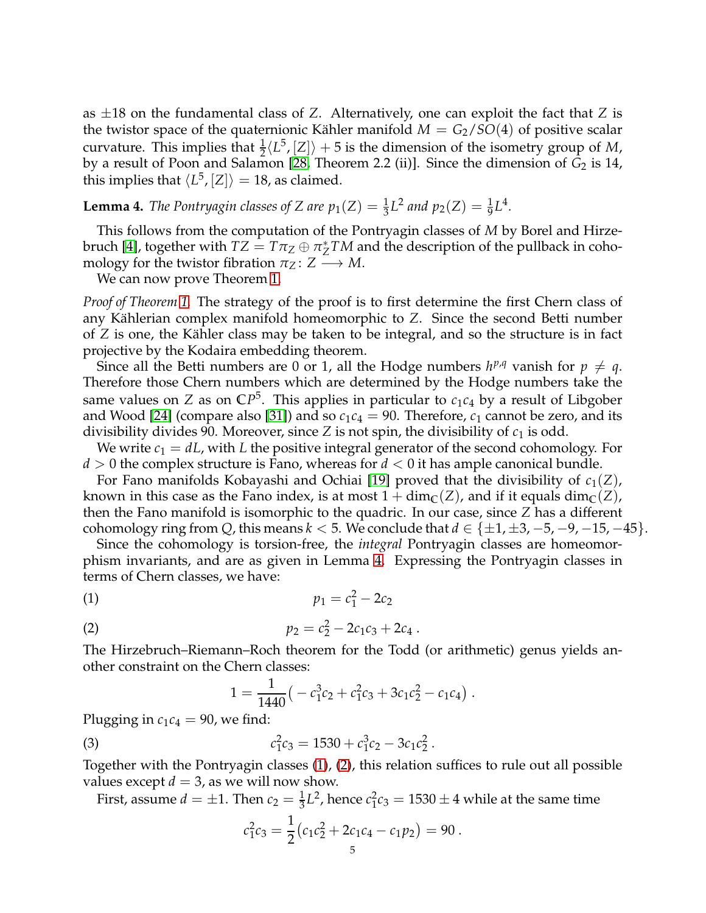as $\pm 18$ on the fundamental class of $Z$. Alternatively, one can exploit the fact that $Z$ is the twistor space of the quaternionic Kähler manifold $M = G_2/SO(4)$ of positive scalar curvature. This implies that $\frac{1}{2}\langle L^5, [Z]\rangle + 5$ is the dimension of the isometry group of $M$, by a result of Poon and Salamon [28, Theorem 2.2 (ii)]. Since the dimension of $G_2$ is 14, this implies that $\langle L^5, [Z]\rangle = 18$, as claimed.

**Lemma 4.** *The Pontryagin classes of $Z$ are $p_1(Z) = \frac{1}{3}L^2$ and $p_2(Z) = \frac{1}{9}L^4$.*

This follows from the computation of the Pontryagin classes of $M$ by Borel and Hirzebruch [4], together with $TZ = T\pi_Z \oplus \pi_Z^* TM$ and the description of the pullback in cohomology for the twistor fibration $\pi_Z \colon Z \longrightarrow M$.

We can now prove Theorem 1.

*Proof of Theorem 1.* The strategy of the proof is to first determine the first Chern class of any Kählerian complex manifold homeomorphic to $Z$. Since the second Betti number of $Z$ is one, the Kähler class may be taken to be integral, and so the structure is in fact projective by the Kodaira embedding theorem.

Since all the Betti numbers are 0 or 1, all the Hodge numbers $h^{p,q}$ vanish for $p \neq q$. Therefore those Chern numbers which are determined by the Hodge numbers take the same values on $Z$ as on $\mathbb{C}P^5$. This applies in particular to $c_1c_4$ by a result of Libgober and Wood [24] (compare also [31]) and so $c_1c_4 = 90$. Therefore, $c_1$ cannot be zero, and its divisibility divides 90. Moreover, since $Z$ is not spin, the divisibility of $c_1$ is odd.

We write $c_1 = dL$, with $L$ the positive integral generator of the second cohomology. For $d > 0$ the complex structure is Fano, whereas for $d < 0$ it has ample canonical bundle.

For Fano manifolds Kobayashi and Ochiai [19] proved that the divisibility of $c_1(Z)$, known in this case as the Fano index, is at most $1 + \dim_{\mathbb{C}}(Z)$, and if it equals $\dim_{\mathbb{C}}(Z)$, then the Fano manifold is isomorphic to the quadric. In our case, since $Z$ has a different cohomology ring from $Q$, this means $k < 5$. We conclude that $d \in \{\pm 1, \pm 3, -5, -9, -15, -45\}$.

Since the cohomology is torsion-free, the *integral* Pontryagin classes are homeomorphism invariants, and are as given in Lemma 4. Expressing the Pontryagin classes in terms of Chern classes, we have:

$$p_1 = c_1^2 - 2c_2 \tag{1}$$

$$p_2 = c_2^2 - 2c_1c_3 + 2c_4\,. \tag{2}$$

The Hirzebruch–Riemann–Roch theorem for the Todd (or arithmetic) genus yields another constraint on the Chern classes:

$$1 = \frac{1}{1440}\big(-c_1^3c_2 + c_1^2c_3 + 3c_1c_2^2 - c_1c_4\big)\,.$$

Plugging in $c_1c_4 = 90$, we find:

$$c_1^2c_3 = 1530 + c_1^3c_2 - 3c_1c_2^2\,. \tag{3}$$

Together with the Pontryagin classes (1), (2), this relation suffices to rule out all possible values except $d = 3$, as we will now show.

First, assume $d = \pm 1$. Then $c_2 = \frac{1}{3}L^2$, hence $c_1^2c_3 = 1530 \pm 4$ while at the same time

$$c_1^2c_3 = \frac{1}{2}\big(c_1c_2^2 + 2c_1c_4 - c_1p_2\big) = 90\,.$$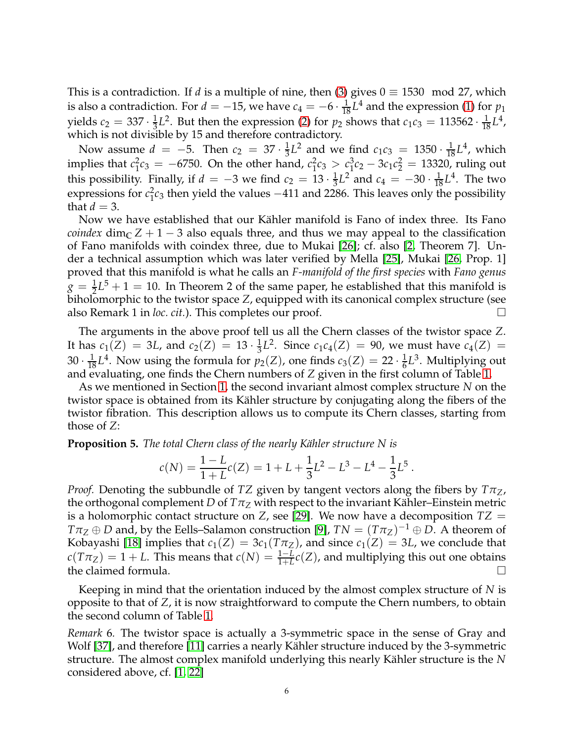This is a contradiction. If $d$ is a multiple of nine, then (3) gives $0 \equiv 1530 \mod 27$, which is also a contradiction. For $d = -15$, we have $c_4 = -6 \cdot \frac{1}{18}L^4$ and the expression (1) for $p_1$ yields $c_2 = 337 \cdot \frac{1}{3}L^2$. But then the expression (2) for $p_2$ shows that $c_1c_3 = 113562 \cdot \frac{1}{18}L^4$, which is not divisible by 15 and therefore contradictory.

Now assume $d = -5$. Then $c_2 = 37 \cdot \frac{1}{3}L^2$ and we find $c_1c_3 = 1350 \cdot \frac{1}{18}L^4$, which implies that $c_1^2c_3 = -6750$. On the other hand, $c_1^2c_3 > c_1^3c_2 - 3c_1c_2^2 = 13320$, ruling out this possibility. Finally, if $d = -3$ we find $c_2 = 13 \cdot \frac{1}{3}L^2$ and $c_4 = -30 \cdot \frac{1}{18}L^4$. The two expressions for $c_1^2c_3$ then yield the values $-411$ and $2286$. This leaves only the possibility that $d = 3$.

Now we have established that our Kähler manifold is Fano of index three. Its Fano *coindex* $\dim_{\mathbb{C}} Z + 1 - 3$ also equals three, and thus we may appeal to the classification of Fano manifolds with coindex three, due to Mukai [26]; cf. also [2, Theorem 7]. Under a technical assumption which was later verified by Mella [25], Mukai [26, Prop. 1] proved that this manifold is what he calls an *F-manifold of the first species* with *Fano genus* $g = \frac{1}{2}L^5 + 1 = 10$. In Theorem 2 of the same paper, he established that this manifold is biholomorphic to the twistor space $Z$, equipped with its canonical complex structure (see also Remark 1 in *loc. cit.*). This completes our proof. □

The arguments in the above proof tell us all the Chern classes of the twistor space $Z$. It has $c_1(Z) = 3L$, and $c_2(Z) = 13 \cdot \frac{1}{3}L^2$. Since $c_1c_4(Z) = 90$, we must have $c_4(Z) = 30 \cdot \frac{1}{18}L^4$. Now using the formula for $p_2(Z)$, one finds $c_3(Z) = 22 \cdot \frac{1}{6}L^3$. Multiplying out and evaluating, one finds the Chern numbers of $Z$ given in the first column of Table 1.

As we mentioned in Section 1, the second invariant almost complex structure $N$ on the twistor space is obtained from its Kähler structure by conjugating along the fibers of the twistor fibration. This description allows us to compute its Chern classes, starting from those of $Z$:

**Proposition 5.** *The total Chern class of the nearly Kähler structure $N$ is*

$$c(N) = \frac{1-L}{1+L}c(Z) = 1 + L + \frac{1}{3}L^2 - L^3 - L^4 - \frac{1}{3}L^5 .$$

*Proof.* Denoting the subbundle of $TZ$ given by tangent vectors along the fibers by $T\pi_Z$, the orthogonal complement $D$ of $T\pi_Z$ with respect to the invariant Kähler–Einstein metric is a holomorphic contact structure on $Z$, see [29]. We now have a decomposition $TZ = T\pi_Z \oplus D$ and, by the Eells–Salamon construction [9], $TN = (T\pi_Z)^{-1} \oplus D$. A theorem of Kobayashi [18] implies that $c_1(Z) = 3c_1(T\pi_Z)$, and since $c_1(Z) = 3L$, we conclude that $c(T\pi_Z) = 1 + L$. This means that $c(N) = \frac{1-L}{1+L}c(Z)$, and multiplying this out one obtains the claimed formula. □

Keeping in mind that the orientation induced by the almost complex structure of $N$ is opposite to that of $Z$, it is now straightforward to compute the Chern numbers, to obtain the second column of Table 1.

*Remark* 6. The twistor space is actually a 3-symmetric space in the sense of Gray and Wolf [37], and therefore [11] carries a nearly Kähler structure induced by the 3-symmetric structure. The almost complex manifold underlying this nearly Kähler structure is the $N$ considered above, cf. [1, 22]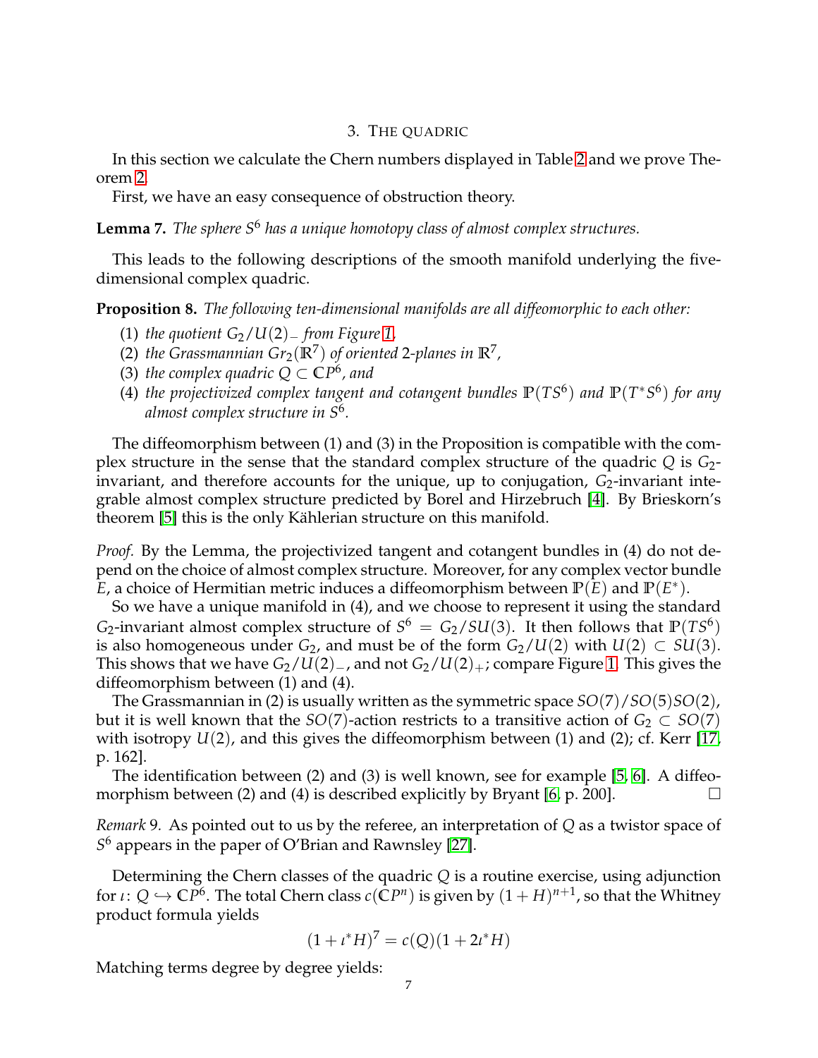## 3. The quadric

In this section we calculate the Chern numbers displayed in Table 2 and we prove Theorem 2.

First, we have an easy consequence of obstruction theory.

**Lemma 7.** *The sphere $S^6$ has a unique homotopy class of almost complex structures.*

This leads to the following descriptions of the smooth manifold underlying the five-dimensional complex quadric.

**Proposition 8.** *The following ten-dimensional manifolds are all diffeomorphic to each other:*

1. *the quotient $G_2/U(2)_-$ from Figure 1,*
2. *the Grassmannian $Gr_2(\mathbb{R}^7)$ of oriented 2-planes in $\mathbb{R}^7$,*
3. *the complex quadric $Q \subset \mathbb{C}P^6$, and*
4. *the projectivized complex tangent and cotangent bundles $\mathbb{P}(TS^6)$ and $\mathbb{P}(T^*S^6)$ for any almost complex structure in $S^6$.*

The diffeomorphism between (1) and (3) in the Proposition is compatible with the complex structure in the sense that the standard complex structure of the quadric $Q$ is $G_2$-invariant, and therefore accounts for the unique, up to conjugation, $G_2$-invariant integrable almost complex structure predicted by Borel and Hirzebruch [4]. By Brieskorn's theorem [5] this is the only Kählerian structure on this manifold.

*Proof.* By the Lemma, the projectivized tangent and cotangent bundles in (4) do not depend on the choice of almost complex structure. Moreover, for any complex vector bundle $E$, a choice of Hermitian metric induces a diffeomorphism between $\mathbb{P}(E)$ and $\mathbb{P}(E^*)$.

So we have a unique manifold in (4), and we choose to represent it using the standard $G_2$-invariant almost complex structure of $S^6 = G_2/SU(3)$. It then follows that $\mathbb{P}(TS^6)$ is also homogeneous under $G_2$, and must be of the form $G_2/U(2)$ with $U(2) \subset SU(3)$. This shows that we have $G_2/U(2)_-$, and not $G_2/U(2)_+$; compare Figure 1. This gives the diffeomorphism between (1) and (4).

The Grassmannian in (2) is usually written as the symmetric space $SO(7)/SO(5)SO(2)$, but it is well known that the $SO(7)$-action restricts to a transitive action of $G_2 \subset SO(7)$ with isotropy $U(2)$, and this gives the diffeomorphism between (1) and (2); cf. Kerr [17, p. 162].

The identification between (2) and (3) is well known, see for example [5, 6]. A diffeomorphism between (2) and (4) is described explicitly by Bryant [6, p. 200]. □

*Remark* 9. As pointed out to us by the referee, an interpretation of $Q$ as a twistor space of $S^6$ appears in the paper of O'Brian and Rawnsley [27].

Determining the Chern classes of the quadric $Q$ is a routine exercise, using adjunction for $\iota\colon Q \hookrightarrow \mathbb{C}P^6$. The total Chern class $c(\mathbb{C}P^n)$ is given by $(1+H)^{n+1}$, so that the Whitney product formula yields

$$(1+\iota^*H)^7 = c(Q)(1+2\iota^*H)$$

Matching terms degree by degree yields: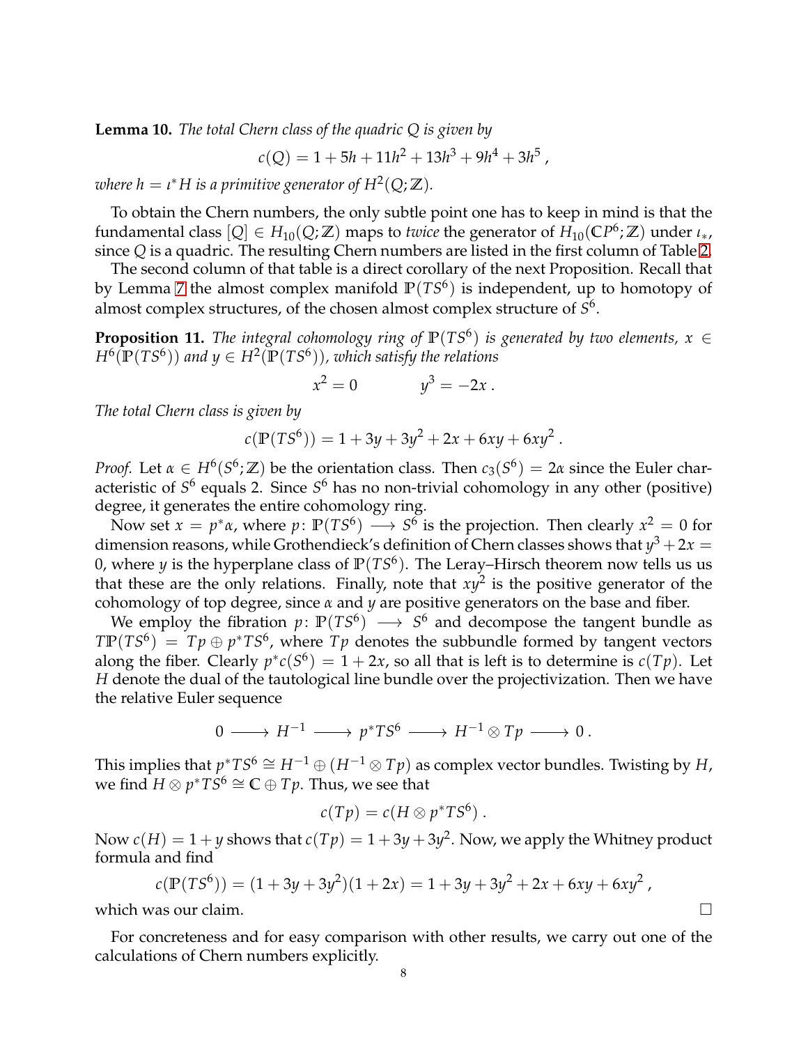**Lemma 10.** *The total Chern class of the quadric $Q$ is given by*

$$c(Q) = 1 + 5h + 11h^2 + 13h^3 + 9h^4 + 3h^5 ,$$

*where $h = \iota^* H$ is a primitive generator of $H^2(Q; \mathbb{Z})$.*

To obtain the Chern numbers, the only subtle point one has to keep in mind is that the fundamental class $[Q] \in H_{10}(Q; \mathbb{Z})$ maps to *twice* the generator of $H_{10}(\mathbb{C}P^6; \mathbb{Z})$ under $\iota_*$, since $Q$ is a quadric. The resulting Chern numbers are listed in the first column of Table 2.

The second column of that table is a direct corollary of the next Proposition. Recall that by Lemma 7 the almost complex manifold $\mathbb{P}(TS^6)$ is independent, up to homotopy of almost complex structures, of the chosen almost complex structure of $S^6$.

**Proposition 11.** *The integral cohomology ring of $\mathbb{P}(TS^6)$ is generated by two elements, $x \in H^6(\mathbb{P}(TS^6))$ and $y \in H^2(\mathbb{P}(TS^6))$, which satisfy the relations*

$$x^2 = 0 \qquad\qquad y^3 = -2x .$$

*The total Chern class is given by*

$$c(\mathbb{P}(TS^6)) = 1 + 3y + 3y^2 + 2x + 6xy + 6xy^2 .$$

*Proof.* Let $\alpha \in H^6(S^6; \mathbb{Z})$ be the orientation class. Then $c_3(S^6) = 2\alpha$ since the Euler characteristic of $S^6$ equals 2. Since $S^6$ has no non-trivial cohomology in any other (positive) degree, it generates the entire cohomology ring.

Now set $x = p^*\alpha$, where $p \colon \mathbb{P}(TS^6) \longrightarrow S^6$ is the projection. Then clearly $x^2 = 0$ for dimension reasons, while Grothendieck's definition of Chern classes shows that $y^3 + 2x = 0$, where $y$ is the hyperplane class of $\mathbb{P}(TS^6)$. The Leray–Hirsch theorem now tells us us that these are the only relations. Finally, note that $xy^2$ is the positive generator of the cohomology of top degree, since $\alpha$ and $y$ are positive generators on the base and fiber.

We employ the fibration $p \colon \mathbb{P}(TS^6) \longrightarrow S^6$ and decompose the tangent bundle as $T\mathbb{P}(TS^6) = Tp \oplus p^*TS^6$, where $Tp$ denotes the subbundle formed by tangent vectors along the fiber. Clearly $p^*c(S^6) = 1 + 2x$, so all that is left is to determine is $c(Tp)$. Let $H$ denote the dual of the tautological line bundle over the projectivization. Then we have the relative Euler sequence

$$0 \longrightarrow H^{-1} \longrightarrow p^*TS^6 \longrightarrow H^{-1} \otimes Tp \longrightarrow 0 .$$

This implies that $p^*TS^6 \cong H^{-1} \oplus (H^{-1} \otimes Tp)$ as complex vector bundles. Twisting by $H$, we find $H \otimes p^*TS^6 \cong \mathbb{C} \oplus Tp$. Thus, we see that

$$c(Tp) = c(H \otimes p^*TS^6) .$$

Now $c(H) = 1 + y$ shows that $c(Tp) = 1 + 3y + 3y^2$. Now, we apply the Whitney product formula and find

$$c(\mathbb{P}(TS^6)) = (1 + 3y + 3y^2)(1 + 2x) = 1 + 3y + 3y^2 + 2x + 6xy + 6xy^2 ,$$

which was our claim. $\square$

For concreteness and for easy comparison with other results, we carry out one of the calculations of Chern numbers explicitly.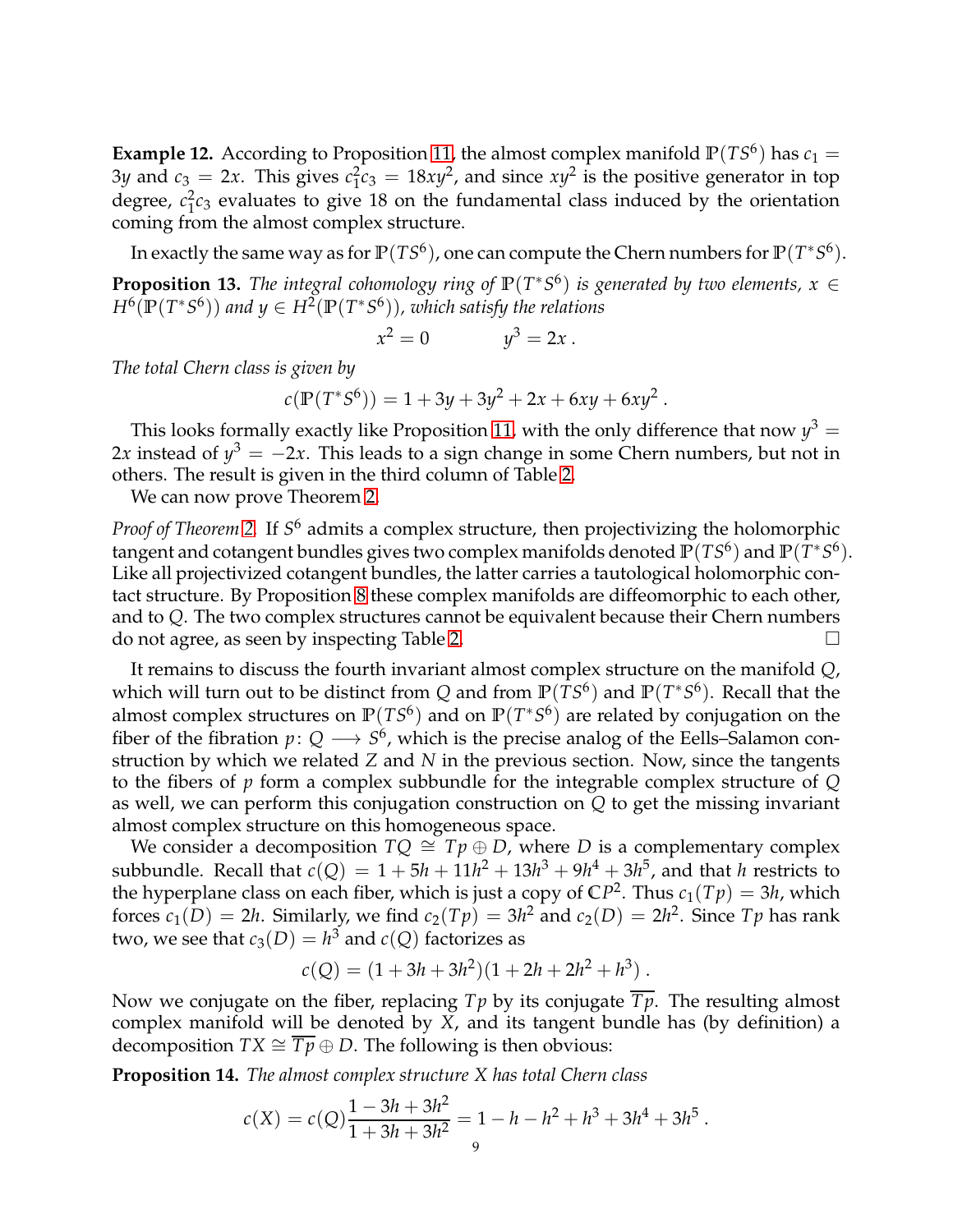**Example 12.** According to Proposition 11, the almost complex manifold $\mathbb{P}(TS^6)$ has $c_1 = 3y$ and $c_3 = 2x$. This gives $c_1^2 c_3 = 18xy^2$, and since $xy^2$ is the positive generator in top degree, $c_1^2 c_3$ evaluates to give 18 on the fundamental class induced by the orientation coming from the almost complex structure.

In exactly the same way as for $\mathbb{P}(TS^6)$, one can compute the Chern numbers for $\mathbb{P}(T^*S^6)$.

**Proposition 13.** *The integral cohomology ring of $\mathbb{P}(T^*S^6)$ is generated by two elements, $x \in H^6(\mathbb{P}(T^*S^6))$ and $y \in H^2(\mathbb{P}(T^*S^6))$, which satisfy the relations*

$$x^2 = 0 \qquad\qquad y^3 = 2x\,.$$

*The total Chern class is given by*

$$c(\mathbb{P}(T^*S^6)) = 1 + 3y + 3y^2 + 2x + 6xy + 6xy^2\,.$$

This looks formally exactly like Proposition 11, with the only difference that now $y^3 = 2x$ instead of $y^3 = -2x$. This leads to a sign change in some Chern numbers, but not in others. The result is given in the third column of Table 2.

We can now prove Theorem 2.

*Proof of Theorem 2.* If $S^6$ admits a complex structure, then projectivizing the holomorphic tangent and cotangent bundles gives two complex manifolds denoted $\mathbb{P}(TS^6)$ and $\mathbb{P}(T^*S^6)$. Like all projectivized cotangent bundles, the latter carries a tautological holomorphic contact structure. By Proposition 8 these complex manifolds are diffeomorphic to each other, and to $Q$. The two complex structures cannot be equivalent because their Chern numbers do not agree, as seen by inspecting Table 2. □

It remains to discuss the fourth invariant almost complex structure on the manifold $Q$, which will turn out to be distinct from $Q$ and from $\mathbb{P}(TS^6)$ and $\mathbb{P}(T^*S^6)$. Recall that the almost complex structures on $\mathbb{P}(TS^6)$ and on $\mathbb{P}(T^*S^6)$ are related by conjugation on the fiber of the fibration $p\colon Q \longrightarrow S^6$, which is the precise analog of the Eells–Salamon construction by which we related $Z$ and $N$ in the previous section. Now, since the tangents to the fibers of $p$ form a complex subbundle for the integrable complex structure of $Q$ as well, we can perform this conjugation construction on $Q$ to get the missing invariant almost complex structure on this homogeneous space.

We consider a decomposition $TQ \cong Tp \oplus D$, where $D$ is a complementary complex subbundle. Recall that $c(Q) = 1 + 5h + 11h^2 + 13h^3 + 9h^4 + 3h^5$, and that $h$ restricts to the hyperplane class on each fiber, which is just a copy of $\mathbb{C}P^2$. Thus $c_1(Tp) = 3h$, which forces $c_1(D) = 2h$. Similarly, we find $c_2(Tp) = 3h^2$ and $c_2(D) = 2h^2$. Since $Tp$ has rank two, we see that $c_3(D) = h^3$ and $c(Q)$ factorizes as

$$c(Q) = (1 + 3h + 3h^2)(1 + 2h + 2h^2 + h^3)\,.$$

Now we conjugate on the fiber, replacing $Tp$ by its conjugate $\overline{Tp}$. The resulting almost complex manifold will be denoted by $X$, and its tangent bundle has (by definition) a decomposition $TX \cong \overline{Tp} \oplus D$. The following is then obvious:

**Proposition 14.** *The almost complex structure $X$ has total Chern class*

$$c(X) = c(Q)\frac{1 - 3h + 3h^2}{1 + 3h + 3h^2} = 1 - h - h^2 + h^3 + 3h^4 + 3h^5\,.$$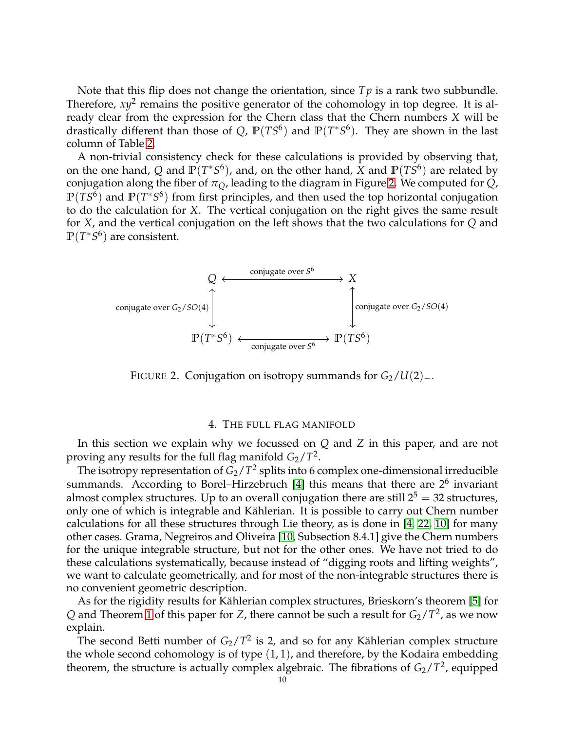Note that this flip does not change the orientation, since $Tp$ is a rank two subbundle. Therefore, $xy^2$ remains the positive generator of the cohomology in top degree. It is already clear from the expression for the Chern class that the Chern numbers $X$ will be drastically different than those of $Q$, $\mathbb{P}(TS^6)$ and $\mathbb{P}(T^*S^6)$. They are shown in the last column of Table 2.

A non-trivial consistency check for these calculations is provided by observing that, on the one hand, $Q$ and $\mathbb{P}(T^*S^6)$, and, on the other hand, $X$ and $\mathbb{P}(TS^6)$ are related by conjugation along the fiber of $\pi_Q$, leading to the diagram in Figure 2. We computed for $Q$, $\mathbb{P}(TS^6)$ and $\mathbb{P}(T^*S^6)$ from first principles, and then used the top horizontal conjugation to do the calculation for $X$. The vertical conjugation on the right gives the same result for $X$, and the vertical conjugation on the left shows that the two calculations for $Q$ and $\mathbb{P}(T^*S^6)$ are consistent.

$$
\begin{array}{ccc}
Q & \xleftrightarrow{\text{conjugate over } S^6} & X \\
\updownarrow {\scriptstyle \text{conjugate over } G_2/SO(4)} & & \updownarrow {\scriptstyle \text{conjugate over } G_2/SO(4)} \\
\mathbb{P}(T^*S^6) & \xleftrightarrow[\text{conjugate over } S^6]{} & \mathbb{P}(TS^6)
\end{array}
$$

FIGURE 2. Conjugation on isotropy summands for $G_2/U(2)_-$.

## 4. The full flag manifold

In this section we explain why we focussed on $Q$ and $Z$ in this paper, and are not proving any results for the full flag manifold $G_2/T^2$.

The isotropy representation of $G_2/T^2$ splits into 6 complex one-dimensional irreducible summands. According to Borel–Hirzebruch [4] this means that there are $2^6$ invariant almost complex structures. Up to an overall conjugation there are still $2^5 = 32$ structures, only one of which is integrable and Kählerian. It is possible to carry out Chern number calculations for all these structures through Lie theory, as is done in [4, 22, 10] for many other cases. Grama, Negreiros and Oliveira [10, Subsection 8.4.1] give the Chern numbers for the unique integrable structure, but not for the other ones. We have not tried to do these calculations systematically, because instead of "digging roots and lifting weights", we want to calculate geometrically, and for most of the non-integrable structures there is no convenient geometric description.

As for the rigidity results for Kählerian complex structures, Brieskorn's theorem [5] for $Q$ and Theorem 1 of this paper for $Z$, there cannot be such a result for $G_2/T^2$, as we now explain.

The second Betti number of $G_2/T^2$ is 2, and so for any Kählerian complex structure the whole second cohomology is of type $(1,1)$, and therefore, by the Kodaira embedding theorem, the structure is actually complex algebraic. The fibrations of $G_2/T^2$, equipped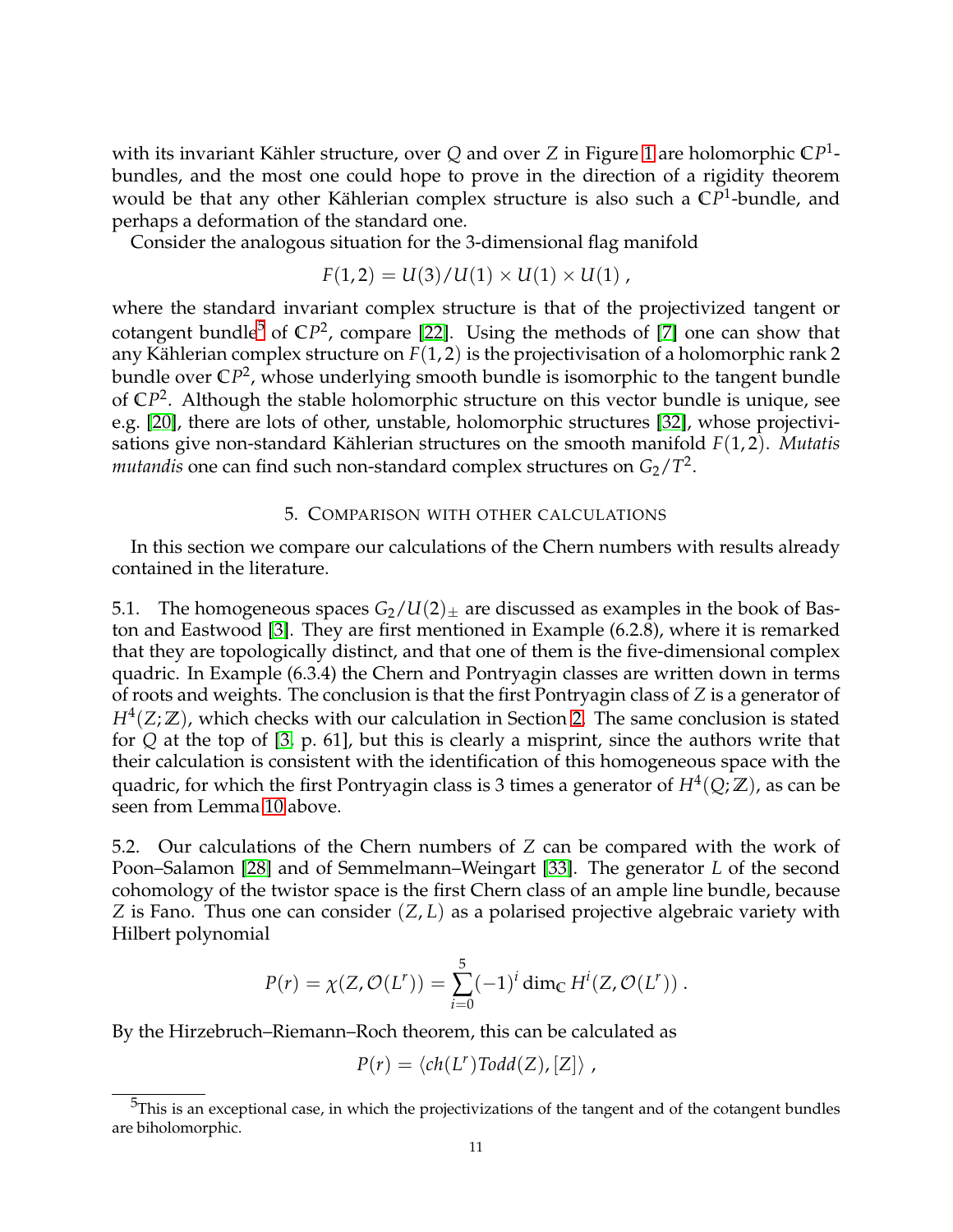with its invariant Kähler structure, over $Q$ and over $Z$ in Figure 1 are holomorphic $\mathbb{C}P^1$-bundles, and the most one could hope to prove in the direction of a rigidity theorem would be that any other Kählerian complex structure is also such a $\mathbb{C}P^1$-bundle, and perhaps a deformation of the standard one.

Consider the analogous situation for the 3-dimensional flag manifold

$$F(1,2) = U(3)/U(1) \times U(1) \times U(1) ,$$

where the standard invariant complex structure is that of the projectivized tangent or cotangent bundle[5] of $\mathbb{C}P^2$, compare [22]. Using the methods of [7] one can show that any Kählerian complex structure on $F(1,2)$ is the projectivisation of a holomorphic rank 2 bundle over $\mathbb{C}P^2$, whose underlying smooth bundle is isomorphic to the tangent bundle of $\mathbb{C}P^2$. Although the stable holomorphic structure on this vector bundle is unique, see e.g. [20], there are lots of other, unstable, holomorphic structures [32], whose projectivisations give non-standard Kählerian structures on the smooth manifold $F(1,2)$. *Mutatis mutandis* one can find such non-standard complex structures on $G_2/T^2$.

## 5. Comparison with other calculations

In this section we compare our calculations of the Chern numbers with results already contained in the literature.

5.1. The homogeneous spaces $G_2/U(2)_\pm$ are discussed as examples in the book of Baston and Eastwood [3]. They are first mentioned in Example (6.2.8), where it is remarked that they are topologically distinct, and that one of them is the five-dimensional complex quadric. In Example (6.3.4) the Chern and Pontryagin classes are written down in terms of roots and weights. The conclusion is that the first Pontryagin class of $Z$ is a generator of $H^4(Z;\mathbb{Z})$, which checks with our calculation in Section 2. The same conclusion is stated for $Q$ at the top of [3, p. 61], but this is clearly a misprint, since the authors write that their calculation is consistent with the identification of this homogeneous space with the quadric, for which the first Pontryagin class is 3 times a generator of $H^4(Q;\mathbb{Z})$, as can be seen from Lemma 10 above.

5.2. Our calculations of the Chern numbers of $Z$ can be compared with the work of Poon–Salamon [28] and of Semmelmann–Weingart [33]. The generator $L$ of the second cohomology of the twistor space is the first Chern class of an ample line bundle, because $Z$ is Fano. Thus one can consider $(Z,L)$ as a polarised projective algebraic variety with Hilbert polynomial

$$P(r) = \chi(Z, \mathcal{O}(L^r)) = \sum_{i=0}^{5} (-1)^i \dim_{\mathbb{C}} H^i(Z, \mathcal{O}(L^r)) .$$

By the Hirzebruch–Riemann–Roch theorem, this can be calculated as

$$P(r) = \langle ch(L^r) Todd(Z), [Z] \rangle ,$$

[5] This is an exceptional case, in which the projectivizations of the tangent and of the cotangent bundles are biholomorphic.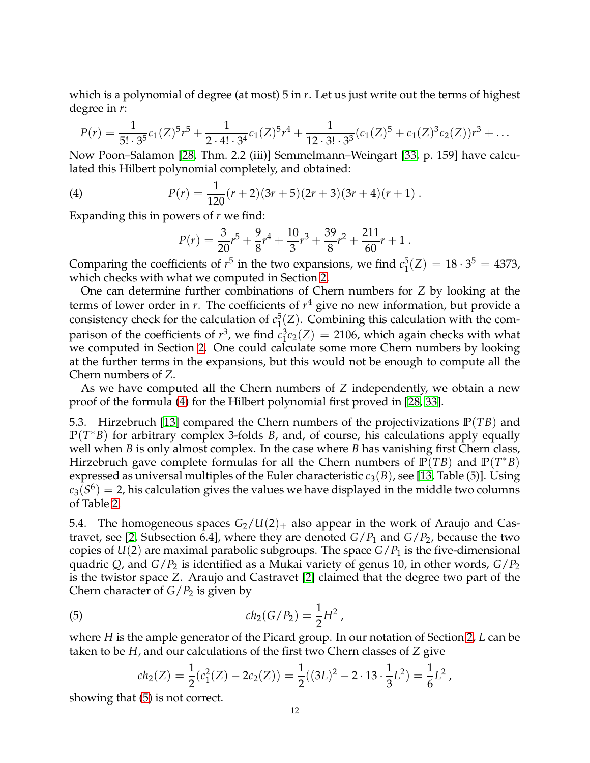which is a polynomial of degree (at most) 5 in $r$. Let us just write out the terms of highest degree in $r$:

$$P(r) = \frac{1}{5! \cdot 3^5} c_1(Z)^5 r^5 + \frac{1}{2 \cdot 4! \cdot 3^4} c_1(Z)^5 r^4 + \frac{1}{12 \cdot 3! \cdot 3^3} (c_1(Z)^5 + c_1(Z)^3 c_2(Z)) r^3 + \ldots$$

Now Poon–Salamon [28, Thm. 2.2 (iii)] Semmelmann–Weingart [33, p. 159] have calculated this Hilbert polynomial completely, and obtained:

$$P(r) = \frac{1}{120}(r+2)(3r+5)(2r+3)(3r+4)(r+1) . \tag{4}$$

Expanding this in powers of $r$ we find:

$$P(r) = \frac{3}{20} r^5 + \frac{9}{8} r^4 + \frac{10}{3} r^3 + \frac{39}{8} r^2 + \frac{211}{60} r + 1 .$$

Comparing the coefficients of $r^5$ in the two expansions, we find $c_1^5(Z) = 18 \cdot 3^5 = 4373$, which checks with what we computed in Section 2.

One can determine further combinations of Chern numbers for $Z$ by looking at the terms of lower order in $r$. The coefficients of $r^4$ give no new information, but provide a consistency check for the calculation of $c_1^5(Z)$. Combining this calculation with the comparison of the coefficients of $r^3$, we find $c_1^3 c_2(Z) = 2106$, which again checks with what we computed in Section 2. One could calculate some more Chern numbers by looking at the further terms in the expansions, but this would not be enough to compute all the Chern numbers of $Z$.

As we have computed all the Chern numbers of $Z$ independently, we obtain a new proof of the formula (4) for the Hilbert polynomial first proved in [28, 33].

5.3. Hirzebruch [13] compared the Chern numbers of the projectivizations $\mathbb{P}(TB)$ and $\mathbb{P}(T^*B)$ for arbitrary complex 3-folds $B$, and, of course, his calculations apply equally well when $B$ is only almost complex. In the case where $B$ has vanishing first Chern class, Hirzebruch gave complete formulas for all the Chern numbers of $\mathbb{P}(TB)$ and $\mathbb{P}(T^*B)$ expressed as universal multiples of the Euler characteristic $c_3(B)$, see [13, Table (5)]. Using $c_3(S^6) = 2$, his calculation gives the values we have displayed in the middle two columns of Table 2.

5.4. The homogeneous spaces $G_2/U(2)_\pm$ also appear in the work of Araujo and Castravet, see [2, Subsection 6.4], where they are denoted $G/P_1$ and $G/P_2$, because the two copies of $U(2)$ are maximal parabolic subgroups. The space $G/P_1$ is the five-dimensional quadric $Q$, and $G/P_2$ is identified as a Mukai variety of genus 10, in other words, $G/P_2$ is the twistor space $Z$. Araujo and Castravet [2] claimed that the degree two part of the Chern character of $G/P_2$ is given by

$$ch_2(G/P_2) = \frac{1}{2} H^2 , \tag{5}$$

where $H$ is the ample generator of the Picard group. In our notation of Section 2, $L$ can be taken to be $H$, and our calculations of the first two Chern classes of $Z$ give

$$ch_2(Z) = \frac{1}{2}(c_1^2(Z) - 2c_2(Z)) = \frac{1}{2}((3L)^2 - 2 \cdot 13 \cdot \frac{1}{3} L^2) = \frac{1}{6} L^2 ,$$

showing that (5) is not correct.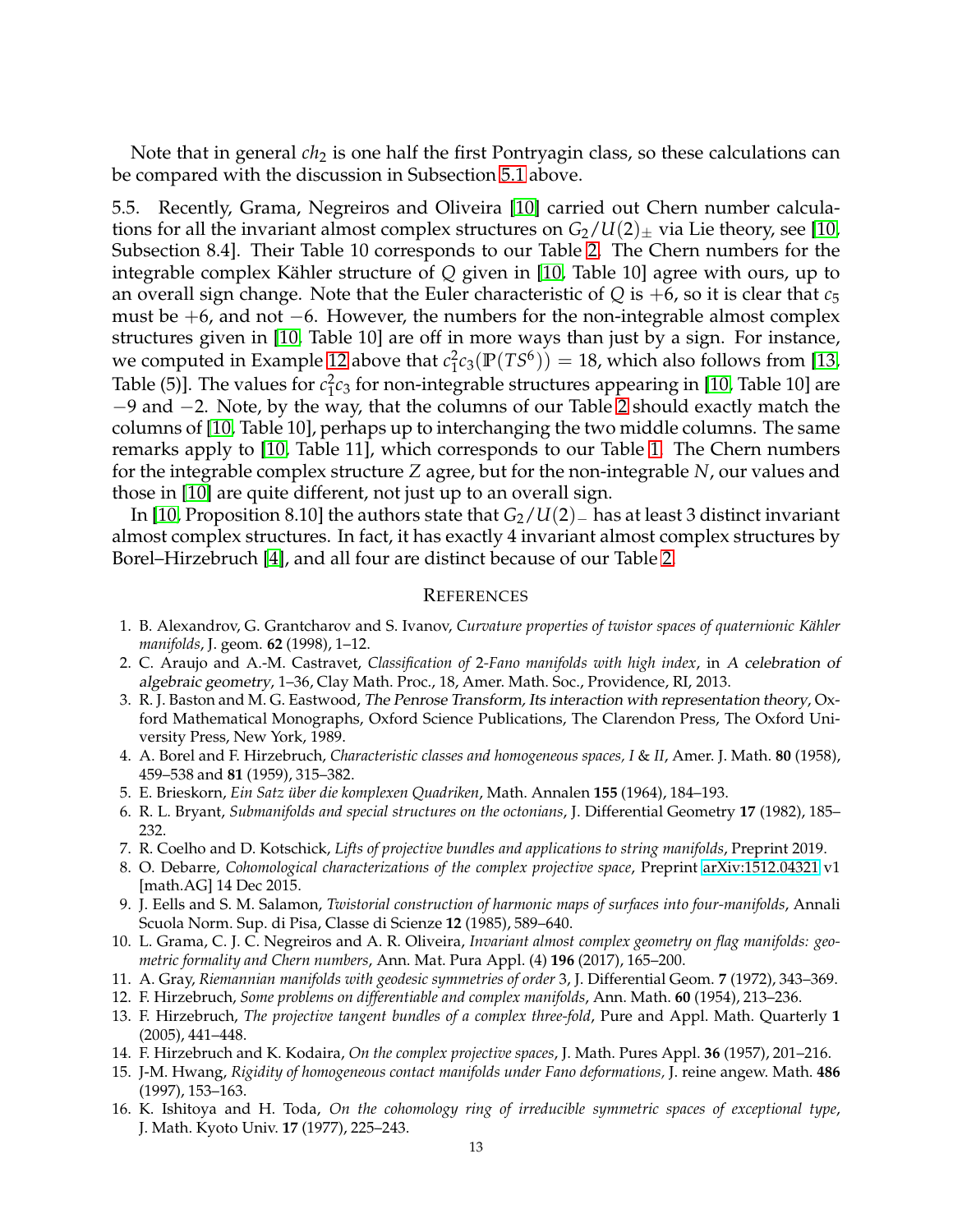Note that in general $ch_2$ is one half the first Pontryagin class, so these calculations can be compared with the discussion in Subsection 5.1 above.

5.5. Recently, Grama, Negreiros and Oliveira [10] carried out Chern number calculations for all the invariant almost complex structures on $G_2/U(2)_\pm$ via Lie theory, see [10, Subsection 8.4]. Their Table 10 corresponds to our Table 2. The Chern numbers for the integrable complex Kähler structure of $Q$ given in [10, Table 10] agree with ours, up to an overall sign change. Note that the Euler characteristic of $Q$ is $+6$, so it is clear that $c_5$ must be $+6$, and not $-6$. However, the numbers for the non-integrable almost complex structures given in [10, Table 10] are off in more ways than just by a sign. For instance, we computed in Example 12 above that $c_1^2 c_3(\mathbb{P}(TS^6)) = 18$, which also follows from [13, Table (5)]. The values for $c_1^2 c_3$ for non-integrable structures appearing in [10, Table 10] are $-9$ and $-2$. Note, by the way, that the columns of our Table 2 should exactly match the columns of [10, Table 10], perhaps up to interchanging the two middle columns. The same remarks apply to [10, Table 11], which corresponds to our Table 1. The Chern numbers for the integrable complex structure $Z$ agree, but for the non-integrable $N$, our values and those in [10] are quite different, not just up to an overall sign.

In [10, Proposition 8.10] the authors state that $G_2/U(2)_-$ has at least 3 distinct invariant almost complex structures. In fact, it has exactly 4 invariant almost complex structures by Borel–Hirzebruch [4], and all four are distinct because of our Table 2.

## References

1. B. Alexandrov, G. Grantcharov and S. Ivanov, *Curvature properties of twistor spaces of quaternionic Kähler manifolds*, J. geom. **62** (1998), 1–12.
2. C. Araujo and A.-M. Castravet, *Classification of 2-Fano manifolds with high index*, in *A celebration of algebraic geometry*, 1–36, Clay Math. Proc., 18, Amer. Math. Soc., Providence, RI, 2013.
3. R. J. Baston and M. G. Eastwood, *The Penrose Transform, Its interaction with representation theory*, Oxford Mathematical Monographs, Oxford Science Publications, The Clarendon Press, The Oxford University Press, New York, 1989.
4. A. Borel and F. Hirzebruch, *Characteristic classes and homogeneous spaces, I & II*, Amer. J. Math. **80** (1958), 459–538 and **81** (1959), 315–382.
5. E. Brieskorn, *Ein Satz über die komplexen Quadriken*, Math. Annalen **155** (1964), 184–193.
6. R. L. Bryant, *Submanifolds and special structures on the octonians*, J. Differential Geometry **17** (1982), 185–232.
7. R. Coelho and D. Kotschick, *Lifts of projective bundles and applications to string manifolds*, Preprint 2019.
8. O. Debarre, *Cohomological characterizations of the complex projective space*, Preprint arXiv:1512.04321 v1 [math.AG] 14 Dec 2015.
9. J. Eells and S. M. Salamon, *Twistorial construction of harmonic maps of surfaces into four-manifolds*, Annali Scuola Norm. Sup. di Pisa, Classe di Scienze **12** (1985), 589–640.
10. L. Grama, C. J. C. Negreiros and A. R. Oliveira, *Invariant almost complex geometry on flag manifolds: geometric formality and Chern numbers*, Ann. Mat. Pura Appl. (4) **196** (2017), 165–200.
11. A. Gray, *Riemannian manifolds with geodesic symmetries of order 3*, J. Differential Geom. **7** (1972), 343–369.
12. F. Hirzebruch, *Some problems on differentiable and complex manifolds*, Ann. Math. **60** (1954), 213–236.
13. F. Hirzebruch, *The projective tangent bundles of a complex three-fold*, Pure and Appl. Math. Quarterly **1** (2005), 441–448.
14. F. Hirzebruch and K. Kodaira, *On the complex projective spaces*, J. Math. Pures Appl. **36** (1957), 201–216.
15. J-M. Hwang, *Rigidity of homogeneous contact manifolds under Fano deformations,* J. reine angew. Math. **486** (1997), 153–163.
16. K. Ishitoya and H. Toda, *On the cohomology ring of irreducible symmetric spaces of exceptional type*, J. Math. Kyoto Univ. **17** (1977), 225–243.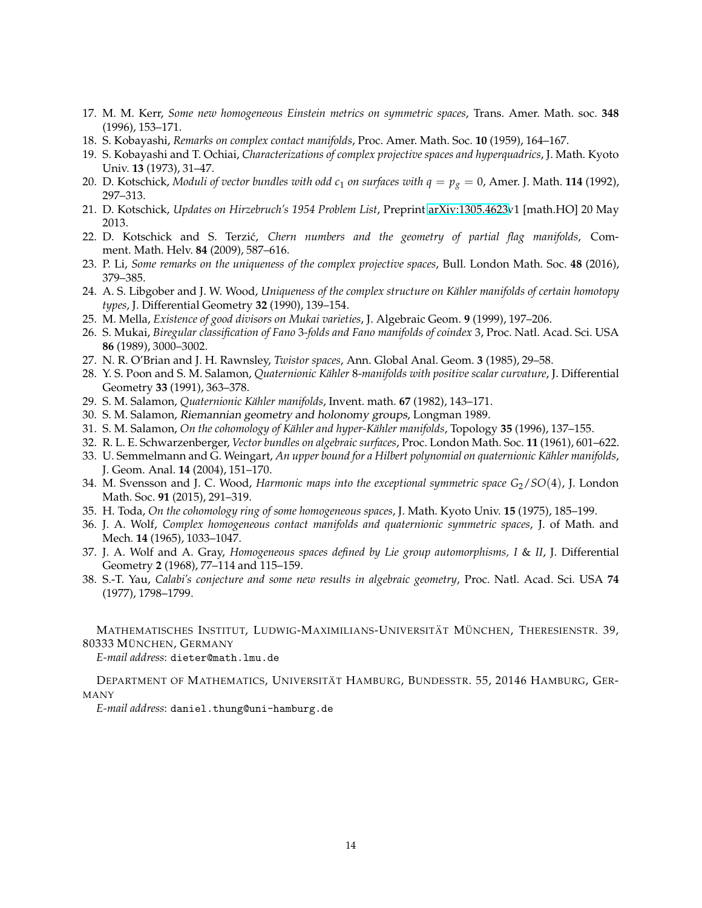17. M. M. Kerr, *Some new homogeneous Einstein metrics on symmetric spaces*, Trans. Amer. Math. soc. **348** (1996), 153–171.
18. S. Kobayashi, *Remarks on complex contact manifolds*, Proc. Amer. Math. Soc. **10** (1959), 164–167.
19. S. Kobayashi and T. Ochiai, *Characterizations of complex projective spaces and hyperquadrics*, J. Math. Kyoto Univ. **13** (1973), 31–47.
20. D. Kotschick, *Moduli of vector bundles with odd $c_1$ on surfaces with $q = p_g = 0$*, Amer. J. Math. **114** (1992), 297–313.
21. D. Kotschick, *Updates on Hirzebruch's 1954 Problem List*, Preprint arXiv:1305.4623v1 [math.HO] 20 May 2013.
22. D. Kotschick and S. Terzić, *Chern numbers and the geometry of partial flag manifolds*, Comment. Math. Helv. **84** (2009), 587–616.
23. P. Li, *Some remarks on the uniqueness of the complex projective spaces*, Bull. London Math. Soc. **48** (2016), 379–385.
24. A. S. Libgober and J. W. Wood, *Uniqueness of the complex structure on Kähler manifolds of certain homotopy types*, J. Differential Geometry **32** (1990), 139–154.
25. M. Mella, *Existence of good divisors on Mukai varieties*, J. Algebraic Geom. **9** (1999), 197–206.
26. S. Mukai, *Biregular classification of Fano 3-folds and Fano manifolds of coindex 3*, Proc. Natl. Acad. Sci. USA **86** (1989), 3000–3002.
27. N. R. O'Brian and J. H. Rawnsley, *Twistor spaces*, Ann. Global Anal. Geom. **3** (1985), 29–58.
28. Y. S. Poon and S. M. Salamon, *Quaternionic Kähler 8-manifolds with positive scalar curvature*, J. Differential Geometry **33** (1991), 363–378.
29. S. M. Salamon, *Quaternionic Kähler manifolds*, Invent. math. **67** (1982), 143–171.
30. S. M. Salamon, *Riemannian geometry and holonomy groups*, Longman 1989.
31. S. M. Salamon, *On the cohomology of Kähler and hyper-Kähler manifolds*, Topology **35** (1996), 137–155.
32. R. L. E. Schwarzenberger, *Vector bundles on algebraic surfaces*, Proc. London Math. Soc. **11** (1961), 601–622.
33. U. Semmelmann and G. Weingart, *An upper bound for a Hilbert polynomial on quaternionic Kähler manifolds*, J. Geom. Anal. **14** (2004), 151–170.
34. M. Svensson and J. C. Wood, *Harmonic maps into the exceptional symmetric space $G_2/SO(4)$*, J. London Math. Soc. **91** (2015), 291–319.
35. H. Toda, *On the cohomology ring of some homogeneous spaces*, J. Math. Kyoto Univ. **15** (1975), 185–199.
36. J. A. Wolf, *Complex homogeneous contact manifolds and quaternionic symmetric spaces*, J. of Math. and Mech. **14** (1965), 1033–1047.
37. J. A. Wolf and A. Gray, *Homogeneous spaces defined by Lie group automorphisms, I & II*, J. Differential Geometry **2** (1968), 77–114 and 115–159.
38. S.-T. Yau, *Calabi's conjecture and some new results in algebraic geometry*, Proc. Natl. Acad. Sci. USA **74** (1977), 1798–1799.

MATHEMATISCHES INSTITUT, LUDWIG-MAXIMILIANS-UNIVERSITÄT MÜNCHEN, THERESIENSTR. 39, 80333 MÜNCHEN, GERMANY

*E-mail address*: dieter@math.lmu.de

DEPARTMENT OF MATHEMATICS, UNIVERSITÄT HAMBURG, BUNDESSTR. 55, 20146 HAMBURG, GERMANY

*E-mail address*: daniel.thung@uni-hamburg.de